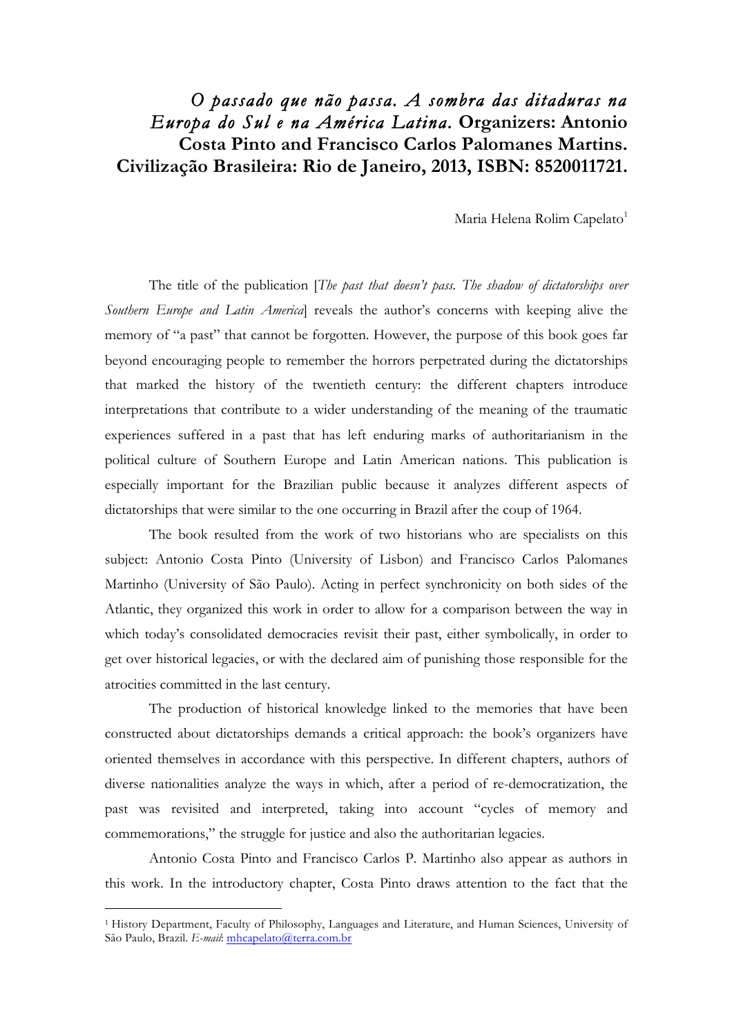# *O passado que não passa. A sombra das ditaduras na Europa do Sul e na América Latina*. Organizers: Antonio Costa Pinto and Francisco Carlos Palomanes Martins. Civilização Brasileira: Rio de Janeiro, 2013, ISBN: 8520011721.

Maria Helena Rolim Capelato[1]

The title of the publication [*The past that doesn't pass. The shadow of dictatorships over Southern Europe and Latin America*] reveals the author's concerns with keeping alive the memory of "a past" that cannot be forgotten. However, the purpose of this book goes far beyond encouraging people to remember the horrors perpetrated during the dictatorships that marked the history of the twentieth century: the different chapters introduce interpretations that contribute to a wider understanding of the meaning of the traumatic experiences suffered in a past that has left enduring marks of authoritarianism in the political culture of Southern Europe and Latin American nations. This publication is especially important for the Brazilian public because it analyzes different aspects of dictatorships that were similar to the one occurring in Brazil after the coup of 1964.

The book resulted from the work of two historians who are specialists on this subject: Antonio Costa Pinto (University of Lisbon) and Francisco Carlos Palomanes Martinho (University of São Paulo). Acting in perfect synchronicity on both sides of the Atlantic, they organized this work in order to allow for a comparison between the way in which today's consolidated democracies revisit their past, either symbolically, in order to get over historical legacies, or with the declared aim of punishing those responsible for the atrocities committed in the last century.

The production of historical knowledge linked to the memories that have been constructed about dictatorships demands a critical approach: the book's organizers have oriented themselves in accordance with this perspective. In different chapters, authors of diverse nationalities analyze the ways in which, after a period of re-democratization, the past was revisited and interpreted, taking into account "cycles of memory and commemorations," the struggle for justice and also the authoritarian legacies.

Antonio Costa Pinto and Francisco Carlos P. Martinho also appear as authors in this work. In the introductory chapter, Costa Pinto draws attention to the fact that the

---

[1] History Department, Faculty of Philosophy, Languages and Literature, and Human Sciences, University of São Paulo, Brazil. *E-mail*: mhcapelato@terra.com.br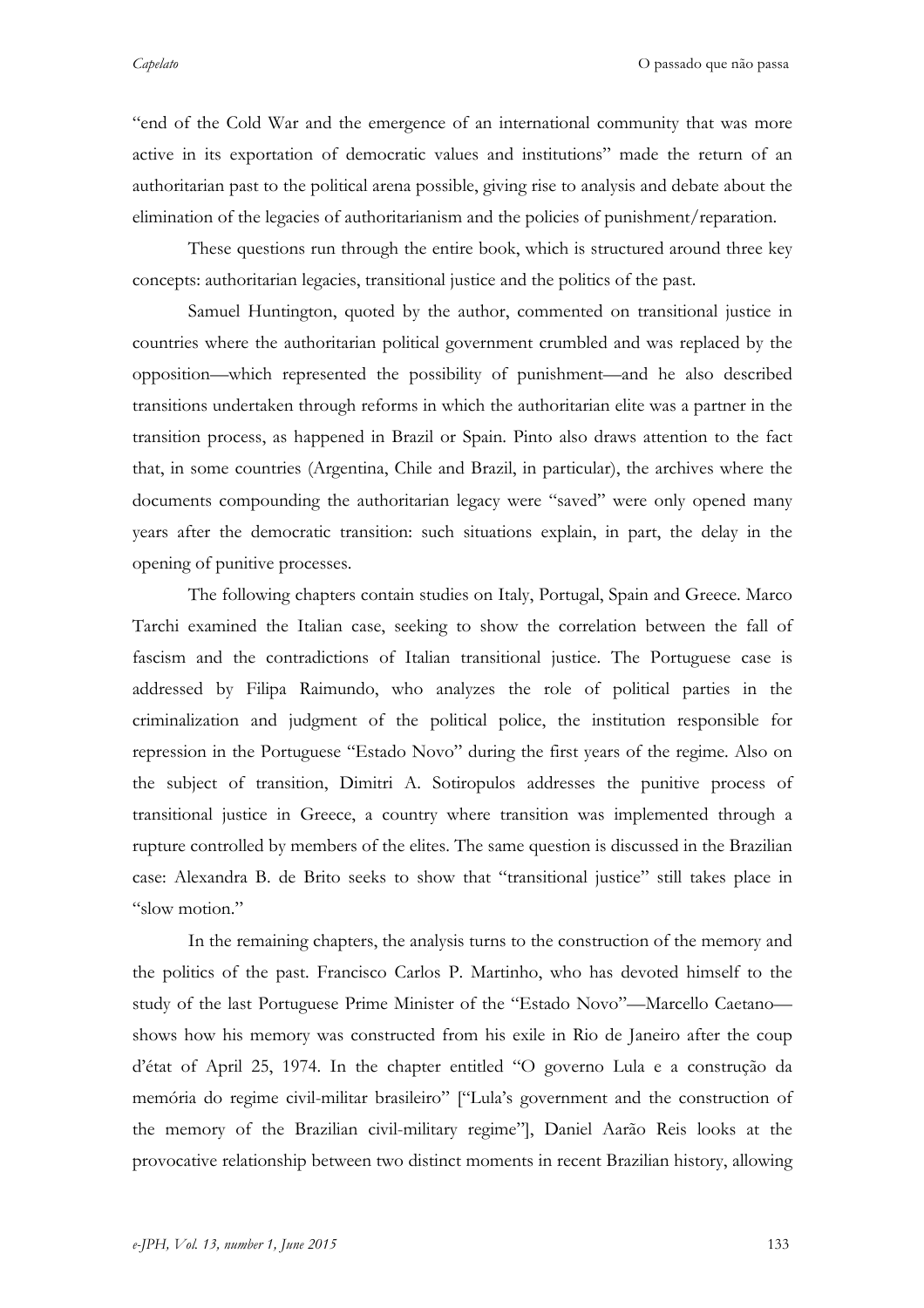"end of the Cold War and the emergence of an international community that was more active in its exportation of democratic values and institutions" made the return of an authoritarian past to the political arena possible, giving rise to analysis and debate about the elimination of the legacies of authoritarianism and the policies of punishment/reparation.

These questions run through the entire book, which is structured around three key concepts: authoritarian legacies, transitional justice and the politics of the past.

Samuel Huntington, quoted by the author, commented on transitional justice in countries where the authoritarian political government crumbled and was replaced by the opposition—which represented the possibility of punishment—and he also described transitions undertaken through reforms in which the authoritarian elite was a partner in the transition process, as happened in Brazil or Spain. Pinto also draws attention to the fact that, in some countries (Argentina, Chile and Brazil, in particular), the archives where the documents compounding the authoritarian legacy were "saved" were only opened many years after the democratic transition: such situations explain, in part, the delay in the opening of punitive processes.

The following chapters contain studies on Italy, Portugal, Spain and Greece. Marco Tarchi examined the Italian case, seeking to show the correlation between the fall of fascism and the contradictions of Italian transitional justice. The Portuguese case is addressed by Filipa Raimundo, who analyzes the role of political parties in the criminalization and judgment of the political police, the institution responsible for repression in the Portuguese "Estado Novo" during the first years of the regime. Also on the subject of transition, Dimitri A. Sotiropulos addresses the punitive process of transitional justice in Greece, a country where transition was implemented through a rupture controlled by members of the elites. The same question is discussed in the Brazilian case: Alexandra B. de Brito seeks to show that "transitional justice" still takes place in "slow motion."

In the remaining chapters, the analysis turns to the construction of the memory and the politics of the past. Francisco Carlos P. Martinho, who has devoted himself to the study of the last Portuguese Prime Minister of the "Estado Novo"—Marcello Caetano—shows how his memory was constructed from his exile in Rio de Janeiro after the coup d'état of April 25, 1974. In the chapter entitled "O governo Lula e a construção da memória do regime civil-militar brasileiro" ["Lula's government and the construction of the memory of the Brazilian civil-military regime"], Daniel Aarão Reis looks at the provocative relationship between two distinct moments in recent Brazilian history, allowing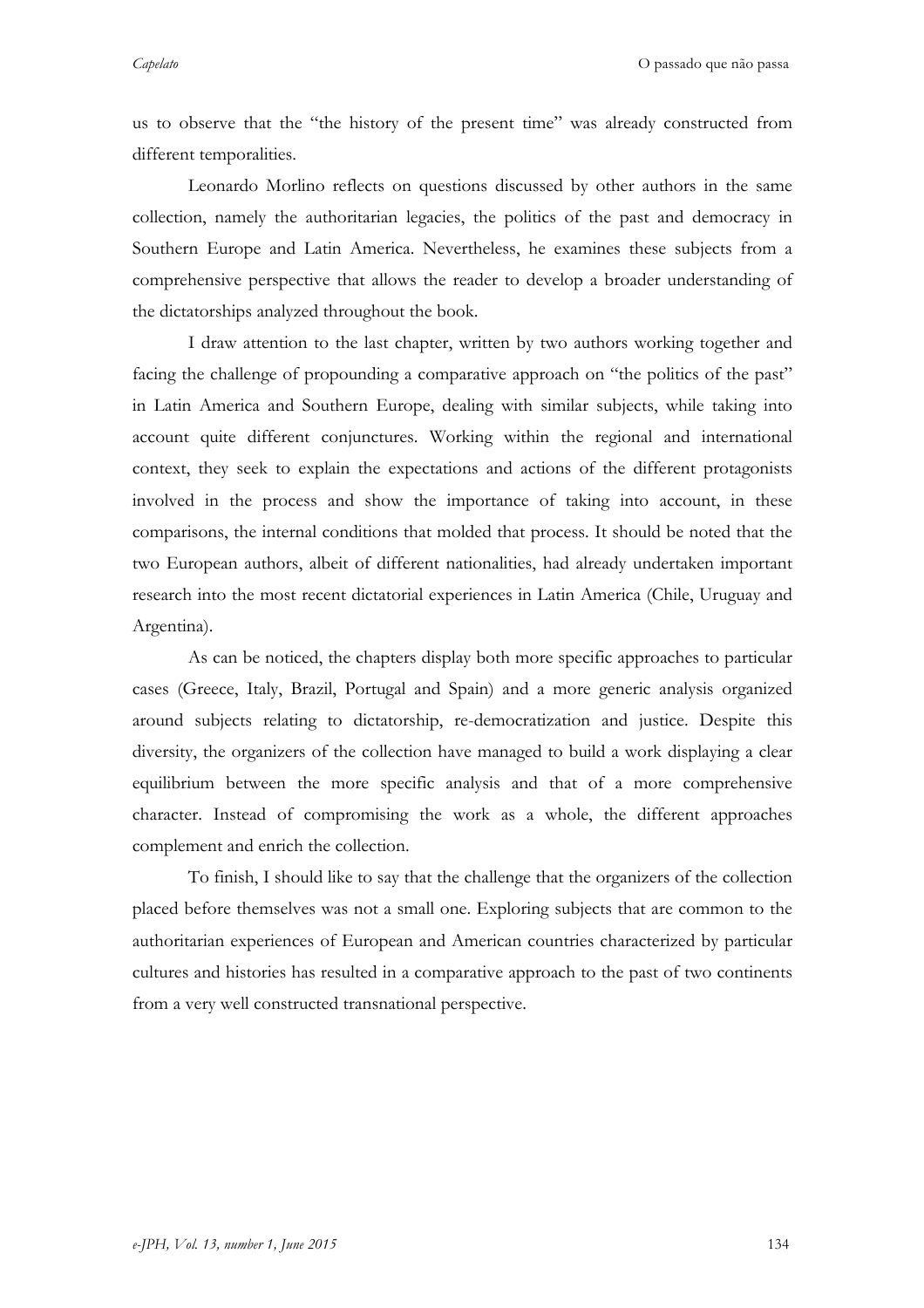us to observe that the "the history of the present time" was already constructed from different temporalities.

Leonardo Morlino reflects on questions discussed by other authors in the same collection, namely the authoritarian legacies, the politics of the past and democracy in Southern Europe and Latin America. Nevertheless, he examines these subjects from a comprehensive perspective that allows the reader to develop a broader understanding of the dictatorships analyzed throughout the book.

I draw attention to the last chapter, written by two authors working together and facing the challenge of propounding a comparative approach on "the politics of the past" in Latin America and Southern Europe, dealing with similar subjects, while taking into account quite different conjunctures. Working within the regional and international context, they seek to explain the expectations and actions of the different protagonists involved in the process and show the importance of taking into account, in these comparisons, the internal conditions that molded that process. It should be noted that the two European authors, albeit of different nationalities, had already undertaken important research into the most recent dictatorial experiences in Latin America (Chile, Uruguay and Argentina).

As can be noticed, the chapters display both more specific approaches to particular cases (Greece, Italy, Brazil, Portugal and Spain) and a more generic analysis organized around subjects relating to dictatorship, re-democratization and justice. Despite this diversity, the organizers of the collection have managed to build a work displaying a clear equilibrium between the more specific analysis and that of a more comprehensive character. Instead of compromising the work as a whole, the different approaches complement and enrich the collection.

To finish, I should like to say that the challenge that the organizers of the collection placed before themselves was not a small one. Exploring subjects that are common to the authoritarian experiences of European and American countries characterized by particular cultures and histories has resulted in a comparative approach to the past of two continents from a very well constructed transnational perspective.